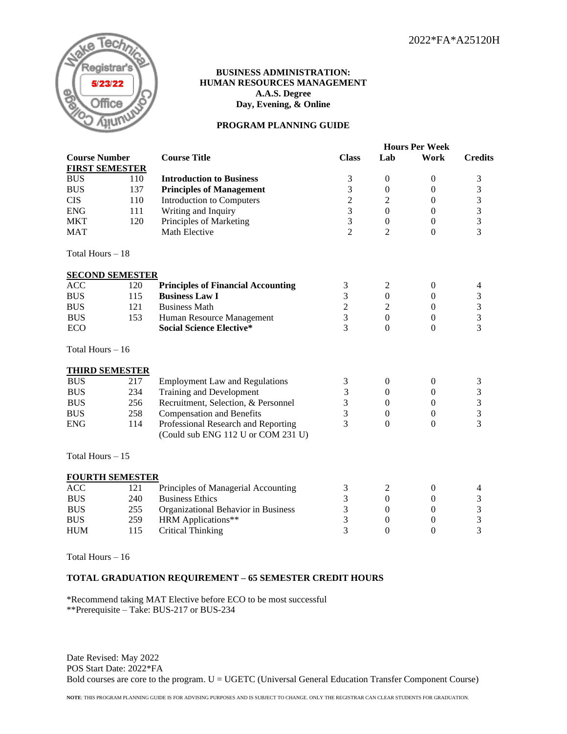2022*FA*A25120H

Wake Technical Community College Registrar's Office 5/23/22

**BUSINESS ADMINISTRATION:**
**HUMAN RESOURCES MANAGEMENT**
**A.A.S. Degree**
**Day, Evening, & Online**

**PROGRAM PLANNING GUIDE**

| Course Number | | Course Title | Hours Per Week Class | Lab | Work | Credits |
|---|---|---|---|---|---|---|
| **FIRST SEMESTER** | | | | | | |
| BUS | 110 | **Introduction to Business** | 3 | 0 | 0 | 3 |
| BUS | 137 | **Principles of Management** | 3 | 0 | 0 | 3 |
| CIS | 110 | Introduction to Computers | 2 | 2 | 0 | 3 |
| ENG | 111 | Writing and Inquiry | 3 | 0 | 0 | 3 |
| MKT | 120 | Principles of Marketing | 3 | 0 | 0 | 3 |
| MAT | | Math Elective | 2 | 2 | 0 | 3 |
| Total Hours – 18 | | | | | | |
| **SECOND SEMESTER** | | | | | | |
| ACC | 120 | **Principles of Financial Accounting** | 3 | 2 | 0 | 4 |
| BUS | 115 | **Business Law I** | 3 | 0 | 0 | 3 |
| BUS | 121 | Business Math | 2 | 2 | 0 | 3 |
| BUS | 153 | Human Resource Management | 3 | 0 | 0 | 3 |
| ECO | | **Social Science Elective*** | 3 | 0 | 0 | 3 |
| Total Hours – 16 | | | | | | |
| **THIRD SEMESTER** | | | | | | |
| BUS | 217 | Employment Law and Regulations | 3 | 0 | 0 | 3 |
| BUS | 234 | Training and Development | 3 | 0 | 0 | 3 |
| BUS | 256 | Recruitment, Selection, & Personnel | 3 | 0 | 0 | 3 |
| BUS | 258 | Compensation and Benefits | 3 | 0 | 0 | 3 |
| ENG | 114 | Professional Research and Reporting (Could sub ENG 112 U or COM 231 U) | 3 | 0 | 0 | 3 |
| Total Hours – 15 | | | | | | |
| **FOURTH SEMESTER** | | | | | | |
| ACC | 121 | Principles of Managerial Accounting | 3 | 2 | 0 | 4 |
| BUS | 240 | Business Ethics | 3 | 0 | 0 | 3 |
| BUS | 255 | Organizational Behavior in Business | 3 | 0 | 0 | 3 |
| BUS | 259 | HRM Applications** | 3 | 0 | 0 | 3 |
| HUM | 115 | Critical Thinking | 3 | 0 | 0 | 3 |
| Total Hours – 16 | | | | | | |

**TOTAL GRADUATION REQUIREMENT – 65 SEMESTER CREDIT HOURS**

*Recommend taking MAT Elective before ECO to be most successful
**Prerequisite – Take: BUS-217 or BUS-234

Date Revised: May 2022
POS Start Date: 2022*FA
Bold courses are core to the program. U = UGETC (Universal General Education Transfer Component Course)

**NOTE**: THIS PROGRAM PLANNING GUIDE IS FOR ADVISING PURPOSES AND IS SUBJECT TO CHANGE. ONLY THE REGISTRAR CAN CLEAR STUDENTS FOR GRADUATION.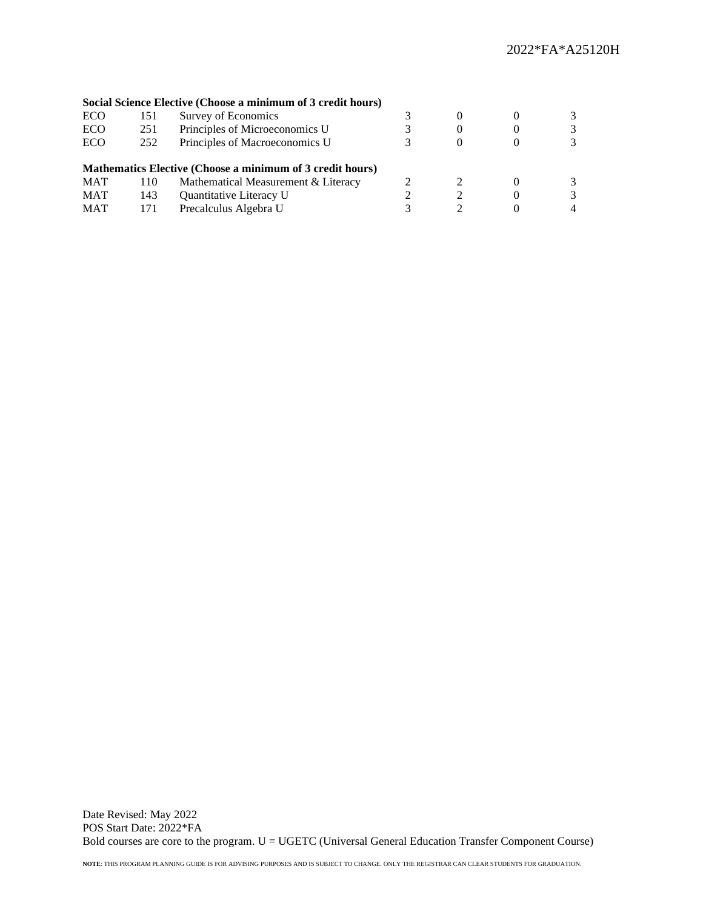2022*FA*A25120H

| | | | | | | |
|---|---|---|---|---|---|---|
| **Social Science Elective (Choose a minimum of 3 credit hours)** | | | | | | |
| ECO | 151 | Survey of Economics | 3 | 0 | 0 | 3 |
| ECO | 251 | Principles of Microeconomics U | 3 | 0 | 0 | 3 |
| ECO | 252 | Principles of Macroeconomics U | 3 | 0 | 0 | 3 |
| **Mathematics Elective (Choose a minimum of 3 credit hours)** | | | | | | |
| MAT | 110 | Mathematical Measurement & Literacy | 2 | 2 | 0 | 3 |
| MAT | 143 | Quantitative Literacy U | 2 | 2 | 0 | 3 |
| MAT | 171 | Precalculus Algebra U | 3 | 2 | 0 | 4 |

Date Revised: May 2022
POS Start Date: 2022*FA
Bold courses are core to the program. U = UGETC (Universal General Education Transfer Component Course)

**NOTE**: THIS PROGRAM PLANNING GUIDE IS FOR ADVISING PURPOSES AND IS SUBJECT TO CHANGE. ONLY THE REGISTRAR CAN CLEAR STUDENTS FOR GRADUATION.